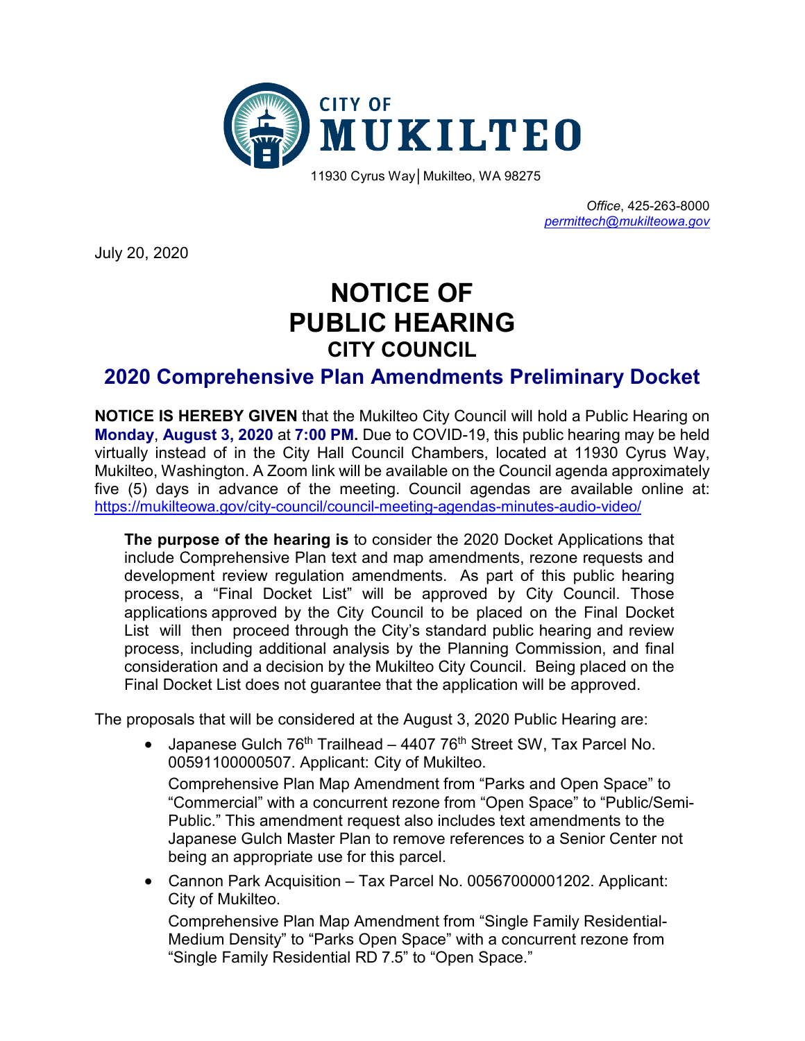CITY OF
**MUKILTEO**

11930 Cyrus Way | Mukilteo, WA 98275

*Office*, 425-263-8000
*permittech@mukilteowa.gov*

July 20, 2020

# NOTICE OF PUBLIC HEARING
## CITY COUNCIL
## 2020 Comprehensive Plan Amendments Preliminary Docket

**NOTICE IS HEREBY GIVEN** that the Mukilteo City Council will hold a Public Hearing on **Monday**, **August 3, 2020** at **7:00 PM.** Due to COVID-19, this public hearing may be held virtually instead of in the City Hall Council Chambers, located at 11930 Cyrus Way, Mukilteo, Washington. A Zoom link will be available on the Council agenda approximately five (5) days in advance of the meeting. Council agendas are available online at: https://mukilteowa.gov/city-council/council-meeting-agendas-minutes-audio-video/

**The purpose of the hearing is** to consider the 2020 Docket Applications that include Comprehensive Plan text and map amendments, rezone requests and development review regulation amendments. As part of this public hearing process, a "Final Docket List" will be approved by City Council. Those applications approved by the City Council to be placed on the Final Docket List will then proceed through the City's standard public hearing and review process, including additional analysis by the Planning Commission, and final consideration and a decision by the Mukilteo City Council. Being placed on the Final Docket List does not guarantee that the application will be approved.

The proposals that will be considered at the August 3, 2020 Public Hearing are:

- Japanese Gulch 76th Trailhead – 4407 76th Street SW, Tax Parcel No. 00591100000507. Applicant: City of Mukilteo.
  Comprehensive Plan Map Amendment from "Parks and Open Space" to "Commercial" with a concurrent rezone from "Open Space" to "Public/Semi-Public." This amendment request also includes text amendments to the Japanese Gulch Master Plan to remove references to a Senior Center not being an appropriate use for this parcel.
- Cannon Park Acquisition – Tax Parcel No. 00567000001202. Applicant: City of Mukilteo.
  Comprehensive Plan Map Amendment from "Single Family Residential-Medium Density" to "Parks Open Space" with a concurrent rezone from "Single Family Residential RD 7.5" to "Open Space."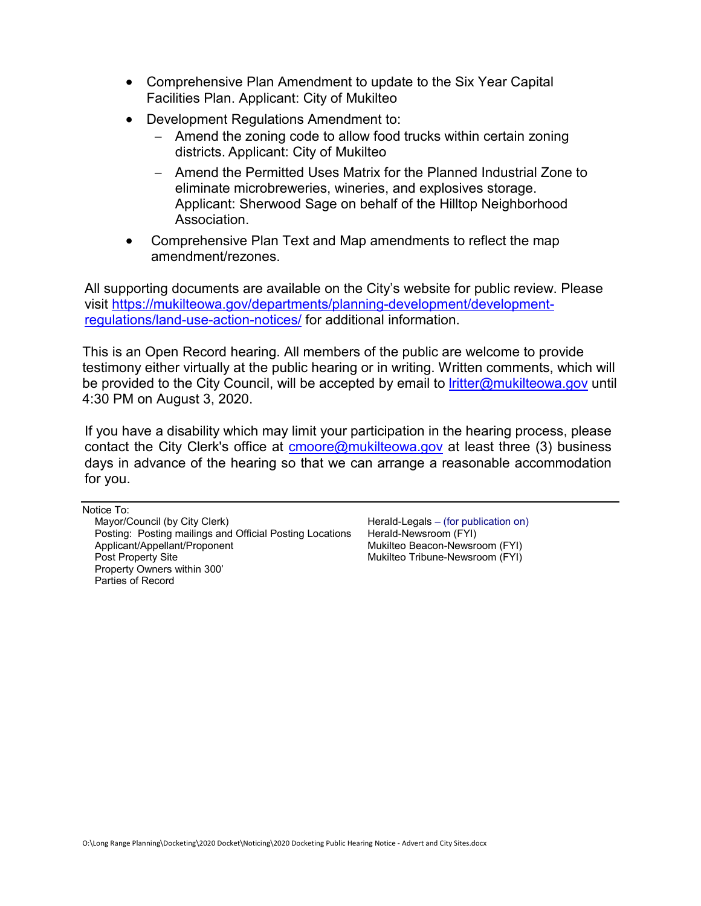- Comprehensive Plan Amendment to update to the Six Year Capital Facilities Plan. Applicant: City of Mukilteo
- Development Regulations Amendment to:
  - Amend the zoning code to allow food trucks within certain zoning districts. Applicant: City of Mukilteo
  - Amend the Permitted Uses Matrix for the Planned Industrial Zone to eliminate microbreweries, wineries, and explosives storage. Applicant: Sherwood Sage on behalf of the Hilltop Neighborhood Association.
- Comprehensive Plan Text and Map amendments to reflect the map amendment/rezones.

All supporting documents are available on the City's website for public review. Please visit https://mukilteowa.gov/departments/planning-development/development-regulations/land-use-action-notices/ for additional information.

This is an Open Record hearing. All members of the public are welcome to provide testimony either virtually at the public hearing or in writing. Written comments, which will be provided to the City Council, will be accepted by email to lritter@mukilteowa.gov until 4:30 PM on August 3, 2020.

If you have a disability which may limit your participation in the hearing process, please contact the City Clerk's office at cmoore@mukilteowa.gov at least three (3) business days in advance of the hearing so that we can arrange a reasonable accommodation for you.

---

Notice To:

Mayor/Council (by City Clerk)
Posting: Posting mailings and Official Posting Locations
Applicant/Appellant/Proponent
Post Property Site
Property Owners within 300'
Parties of Record

Herald-Legals – (for publication on)
Herald-Newsroom (FYI)
Mukilteo Beacon-Newsroom (FYI)
Mukilteo Tribune-Newsroom (FYI)

O:\Long Range Planning\Docketing\2020 Docket\Noticing\2020 Docketing Public Hearing Notice - Advert and City Sites.docx